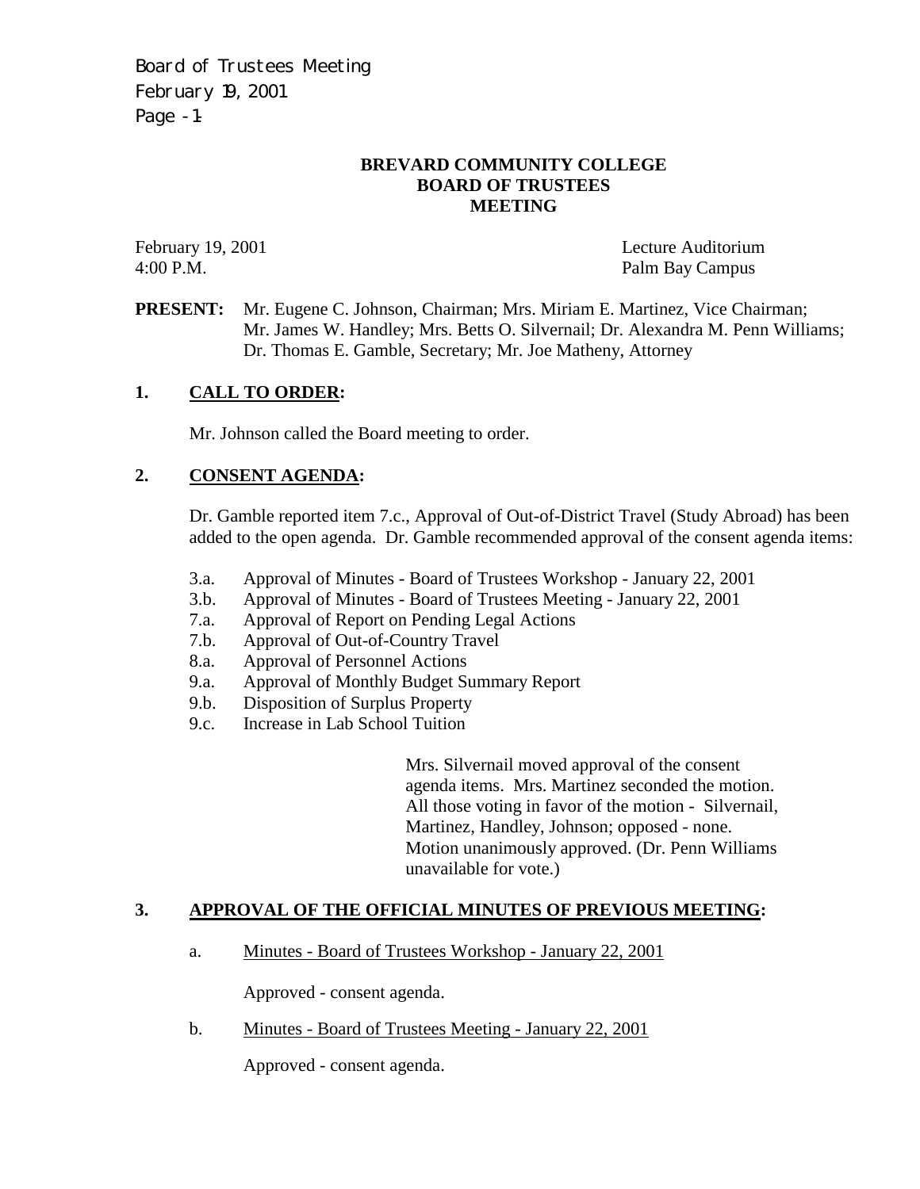# BREVARD COMMUNITY COLLEGE
# BOARD OF TRUSTEES
# MEETING

February 19, 2001 — Lecture Auditorium
4:00 P.M. — Palm Bay Campus

**PRESENT:** Mr. Eugene C. Johnson, Chairman; Mrs. Miriam E. Martinez, Vice Chairman; Mr. James W. Handley; Mrs. Betts O. Silvernail; Dr. Alexandra M. Penn Williams; Dr. Thomas E. Gamble, Secretary; Mr. Joe Matheny, Attorney

## 1. CALL TO ORDER:

Mr. Johnson called the Board meeting to order.

## 2. CONSENT AGENDA:

Dr. Gamble reported item 7.c., Approval of Out-of-District Travel (Study Abroad) has been added to the open agenda. Dr. Gamble recommended approval of the consent agenda items:

- 3.a. Approval of Minutes - Board of Trustees Workshop - January 22, 2001
- 3.b. Approval of Minutes - Board of Trustees Meeting - January 22, 2001
- 7.a. Approval of Report on Pending Legal Actions
- 7.b. Approval of Out-of-Country Travel
- 8.a. Approval of Personnel Actions
- 9.a. Approval of Monthly Budget Summary Report
- 9.b. Disposition of Surplus Property
- 9.c. Increase in Lab School Tuition

Mrs. Silvernail moved approval of the consent agenda items. Mrs. Martinez seconded the motion. All those voting in favor of the motion - Silvernail, Martinez, Handley, Johnson; opposed - none. Motion unanimously approved. (Dr. Penn Williams unavailable for vote.)

## 3. APPROVAL OF THE OFFICIAL MINUTES OF PREVIOUS MEETING:

a. Minutes - Board of Trustees Workshop - January 22, 2001

Approved - consent agenda.

b. Minutes - Board of Trustees Meeting - January 22, 2001

Approved - consent agenda.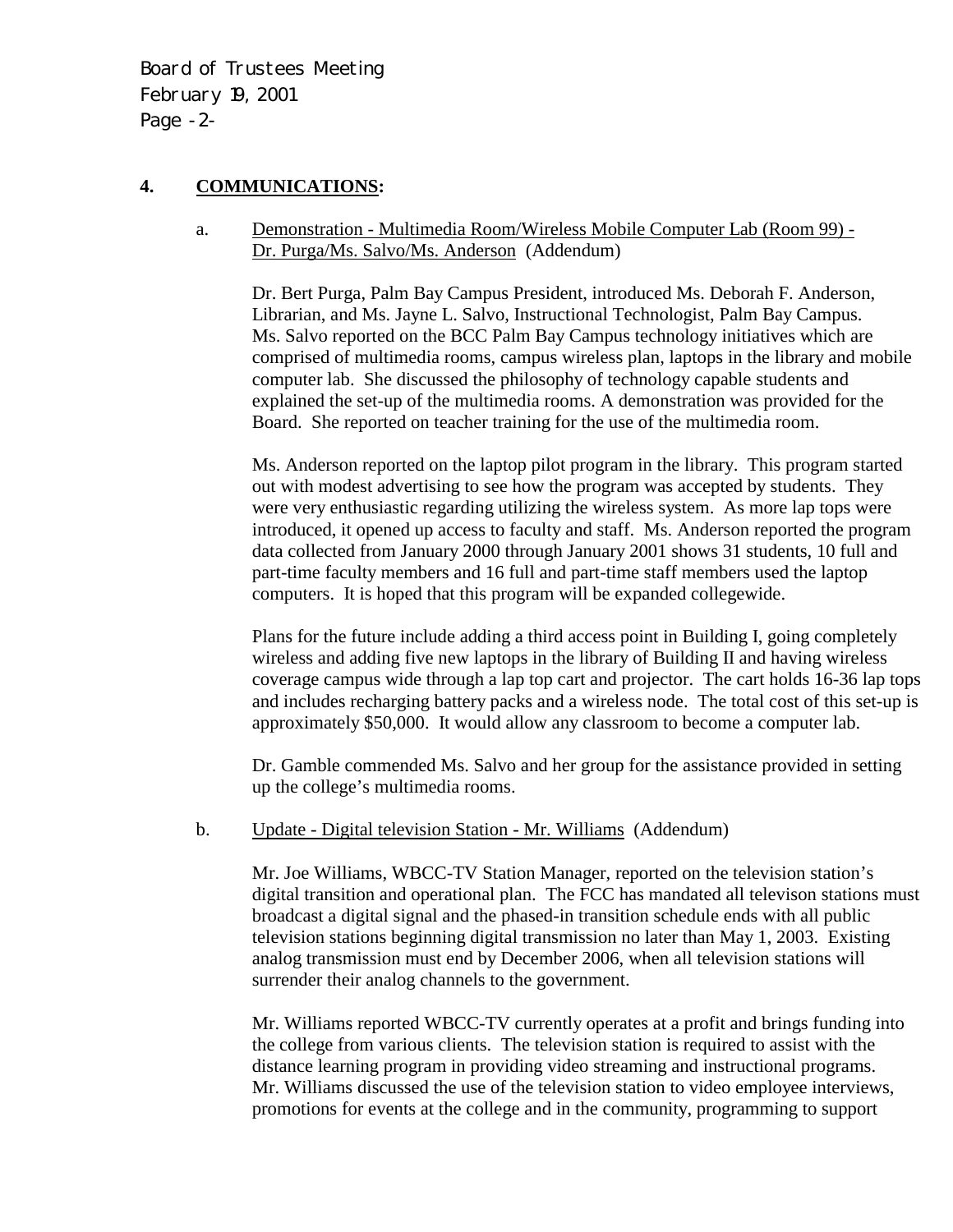## 4. COMMUNICATIONS:

a. Demonstration - Multimedia Room/Wireless Mobile Computer Lab (Room 99) - Dr. Purga/Ms. Salvo/Ms. Anderson (Addendum)

Dr. Bert Purga, Palm Bay Campus President, introduced Ms. Deborah F. Anderson, Librarian, and Ms. Jayne L. Salvo, Instructional Technologist, Palm Bay Campus. Ms. Salvo reported on the BCC Palm Bay Campus technology initiatives which are comprised of multimedia rooms, campus wireless plan, laptops in the library and mobile computer lab. She discussed the philosophy of technology capable students and explained the set-up of the multimedia rooms. A demonstration was provided for the Board. She reported on teacher training for the use of the multimedia room.

Ms. Anderson reported on the laptop pilot program in the library. This program started out with modest advertising to see how the program was accepted by students. They were very enthusiastic regarding utilizing the wireless system. As more lap tops were introduced, it opened up access to faculty and staff. Ms. Anderson reported the program data collected from January 2000 through January 2001 shows 31 students, 10 full and part-time faculty members and 16 full and part-time staff members used the laptop computers. It is hoped that this program will be expanded collegewide.

Plans for the future include adding a third access point in Building I, going completely wireless and adding five new laptops in the library of Building II and having wireless coverage campus wide through a lap top cart and projector. The cart holds 16-36 lap tops and includes recharging battery packs and a wireless node. The total cost of this set-up is approximately $50,000. It would allow any classroom to become a computer lab.

Dr. Gamble commended Ms. Salvo and her group for the assistance provided in setting up the college's multimedia rooms.

b. Update - Digital television Station - Mr. Williams (Addendum)

Mr. Joe Williams, WBCC-TV Station Manager, reported on the television station's digital transition and operational plan. The FCC has mandated all televison stations must broadcast a digital signal and the phased-in transition schedule ends with all public television stations beginning digital transmission no later than May 1, 2003. Existing analog transmission must end by December 2006, when all television stations will surrender their analog channels to the government.

Mr. Williams reported WBCC-TV currently operates at a profit and brings funding into the college from various clients. The television station is required to assist with the distance learning program in providing video streaming and instructional programs. Mr. Williams discussed the use of the television station to video employee interviews, promotions for events at the college and in the community, programming to support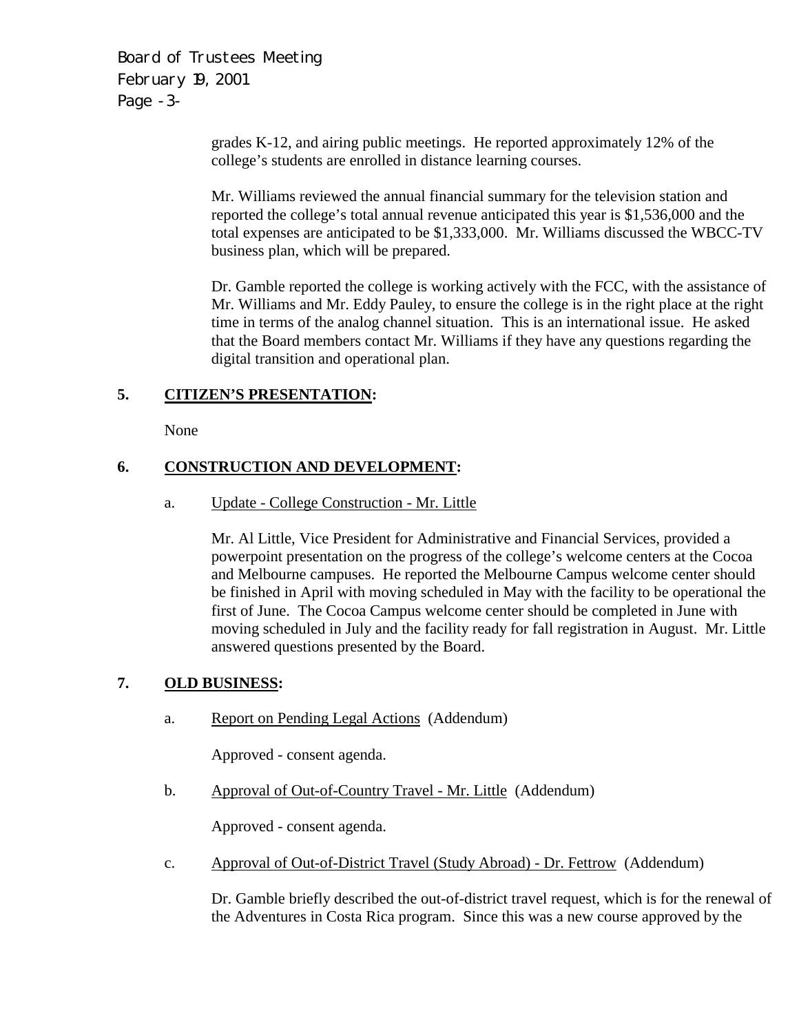grades K-12, and airing public meetings. He reported approximately 12% of the college's students are enrolled in distance learning courses.

Mr. Williams reviewed the annual financial summary for the television station and reported the college's total annual revenue anticipated this year is $1,536,000 and the total expenses are anticipated to be $1,333,000. Mr. Williams discussed the WBCC-TV business plan, which will be prepared.

Dr. Gamble reported the college is working actively with the FCC, with the assistance of Mr. Williams and Mr. Eddy Pauley, to ensure the college is in the right place at the right time in terms of the analog channel situation. This is an international issue. He asked that the Board members contact Mr. Williams if they have any questions regarding the digital transition and operational plan.

## 5. <u>CITIZEN'S PRESENTATION</u>:

None

## 6. <u>CONSTRUCTION AND DEVELOPMENT</u>:

a. <u>Update - College Construction - Mr. Little</u>

Mr. Al Little, Vice President for Administrative and Financial Services, provided a powerpoint presentation on the progress of the college's welcome centers at the Cocoa and Melbourne campuses. He reported the Melbourne Campus welcome center should be finished in April with moving scheduled in May with the facility to be operational the first of June. The Cocoa Campus welcome center should be completed in June with moving scheduled in July and the facility ready for fall registration in August. Mr. Little answered questions presented by the Board.

## 7. <u>OLD BUSINESS</u>:

a. <u>Report on Pending Legal Actions</u> (Addendum)

Approved - consent agenda.

b. <u>Approval of Out-of-Country Travel - Mr. Little</u> (Addendum)

Approved - consent agenda.

c. <u>Approval of Out-of-District Travel (Study Abroad) - Dr. Fettrow</u> (Addendum)

Dr. Gamble briefly described the out-of-district travel request, which is for the renewal of the Adventures in Costa Rica program. Since this was a new course approved by the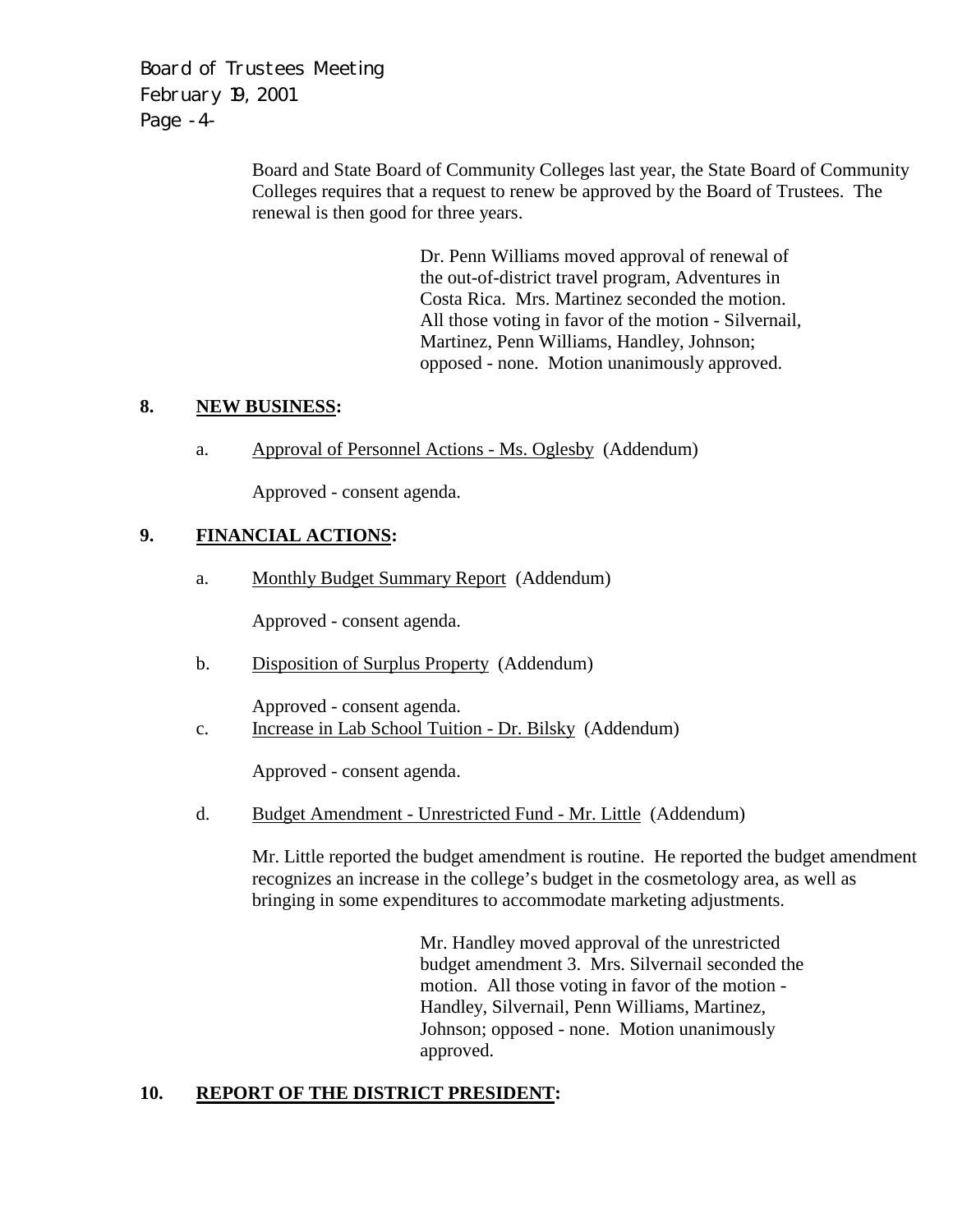Board and State Board of Community Colleges last year, the State Board of Community Colleges requires that a request to renew be approved by the Board of Trustees. The renewal is then good for three years.

> Dr. Penn Williams moved approval of renewal of the out-of-district travel program, Adventures in Costa Rica. Mrs. Martinez seconded the motion. All those voting in favor of the motion - Silvernail, Martinez, Penn Williams, Handley, Johnson; opposed - none. Motion unanimously approved.

## 8. NEW BUSINESS:

a. Approval of Personnel Actions - Ms. Oglesby (Addendum)

Approved - consent agenda.

## 9. FINANCIAL ACTIONS:

a. Monthly Budget Summary Report (Addendum)

Approved - consent agenda.

b. Disposition of Surplus Property (Addendum)

Approved - consent agenda.

c. Increase in Lab School Tuition - Dr. Bilsky (Addendum)

Approved - consent agenda.

d. Budget Amendment - Unrestricted Fund - Mr. Little (Addendum)

Mr. Little reported the budget amendment is routine. He reported the budget amendment recognizes an increase in the college's budget in the cosmetology area, as well as bringing in some expenditures to accommodate marketing adjustments.

> Mr. Handley moved approval of the unrestricted budget amendment 3. Mrs. Silvernail seconded the motion. All those voting in favor of the motion - Handley, Silvernail, Penn Williams, Martinez, Johnson; opposed - none. Motion unanimously approved.

## 10. REPORT OF THE DISTRICT PRESIDENT: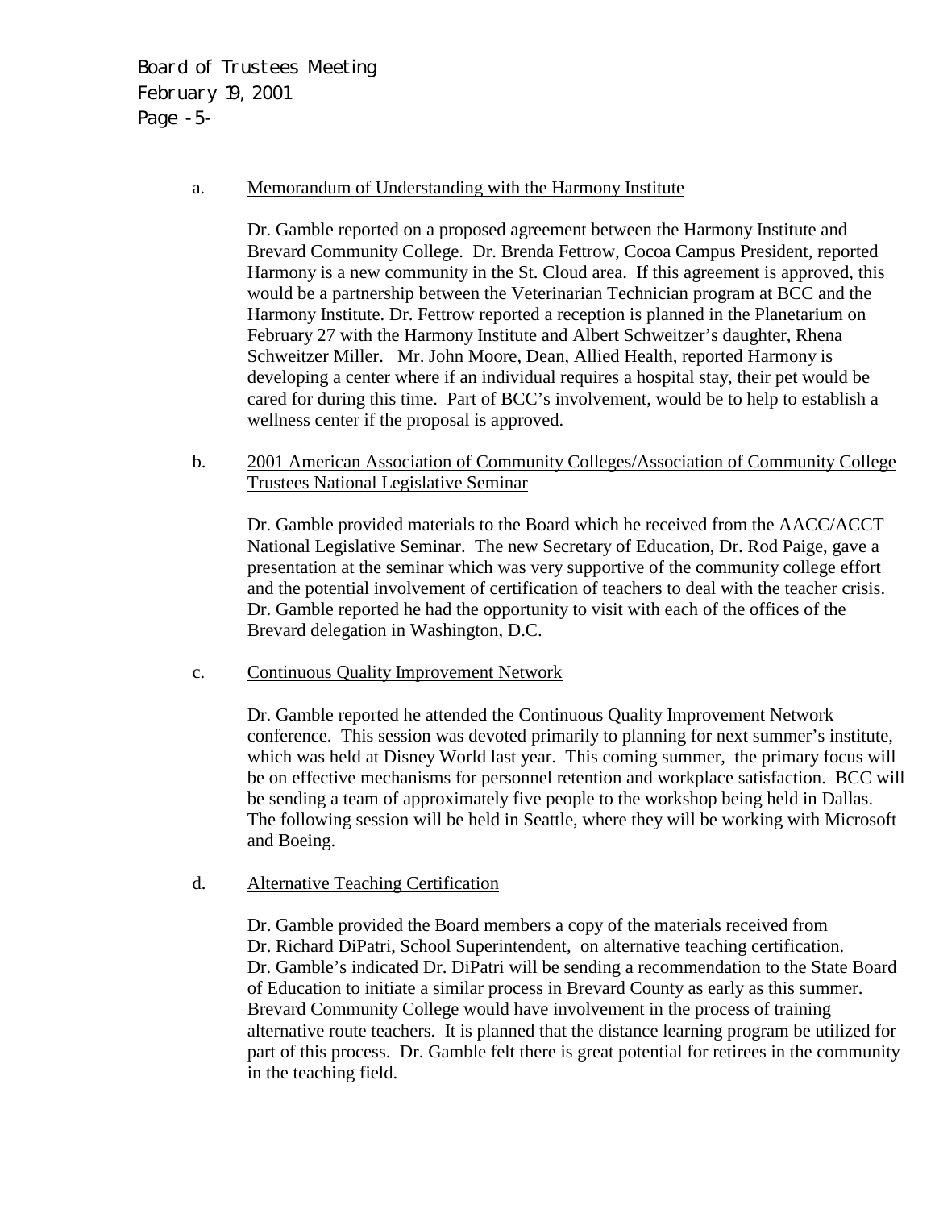a. Memorandum of Understanding with the Harmony Institute

Dr. Gamble reported on a proposed agreement between the Harmony Institute and Brevard Community College. Dr. Brenda Fettrow, Cocoa Campus President, reported Harmony is a new community in the St. Cloud area. If this agreement is approved, this would be a partnership between the Veterinarian Technician program at BCC and the Harmony Institute. Dr. Fettrow reported a reception is planned in the Planetarium on February 27 with the Harmony Institute and Albert Schweitzer's daughter, Rhena Schweitzer Miller. Mr. John Moore, Dean, Allied Health, reported Harmony is developing a center where if an individual requires a hospital stay, their pet would be cared for during this time. Part of BCC's involvement, would be to help to establish a wellness center if the proposal is approved.

b. 2001 American Association of Community Colleges/Association of Community College Trustees National Legislative Seminar

Dr. Gamble provided materials to the Board which he received from the AACC/ACCT National Legislative Seminar. The new Secretary of Education, Dr. Rod Paige, gave a presentation at the seminar which was very supportive of the community college effort and the potential involvement of certification of teachers to deal with the teacher crisis. Dr. Gamble reported he had the opportunity to visit with each of the offices of the Brevard delegation in Washington, D.C.

c. Continuous Quality Improvement Network

Dr. Gamble reported he attended the Continuous Quality Improvement Network conference. This session was devoted primarily to planning for next summer's institute, which was held at Disney World last year. This coming summer, the primary focus will be on effective mechanisms for personnel retention and workplace satisfaction. BCC will be sending a team of approximately five people to the workshop being held in Dallas. The following session will be held in Seattle, where they will be working with Microsoft and Boeing.

d. Alternative Teaching Certification

Dr. Gamble provided the Board members a copy of the materials received from Dr. Richard DiPatri, School Superintendent, on alternative teaching certification. Dr. Gamble's indicated Dr. DiPatri will be sending a recommendation to the State Board of Education to initiate a similar process in Brevard County as early as this summer. Brevard Community College would have involvement in the process of training alternative route teachers. It is planned that the distance learning program be utilized for part of this process. Dr. Gamble felt there is great potential for retirees in the community in the teaching field.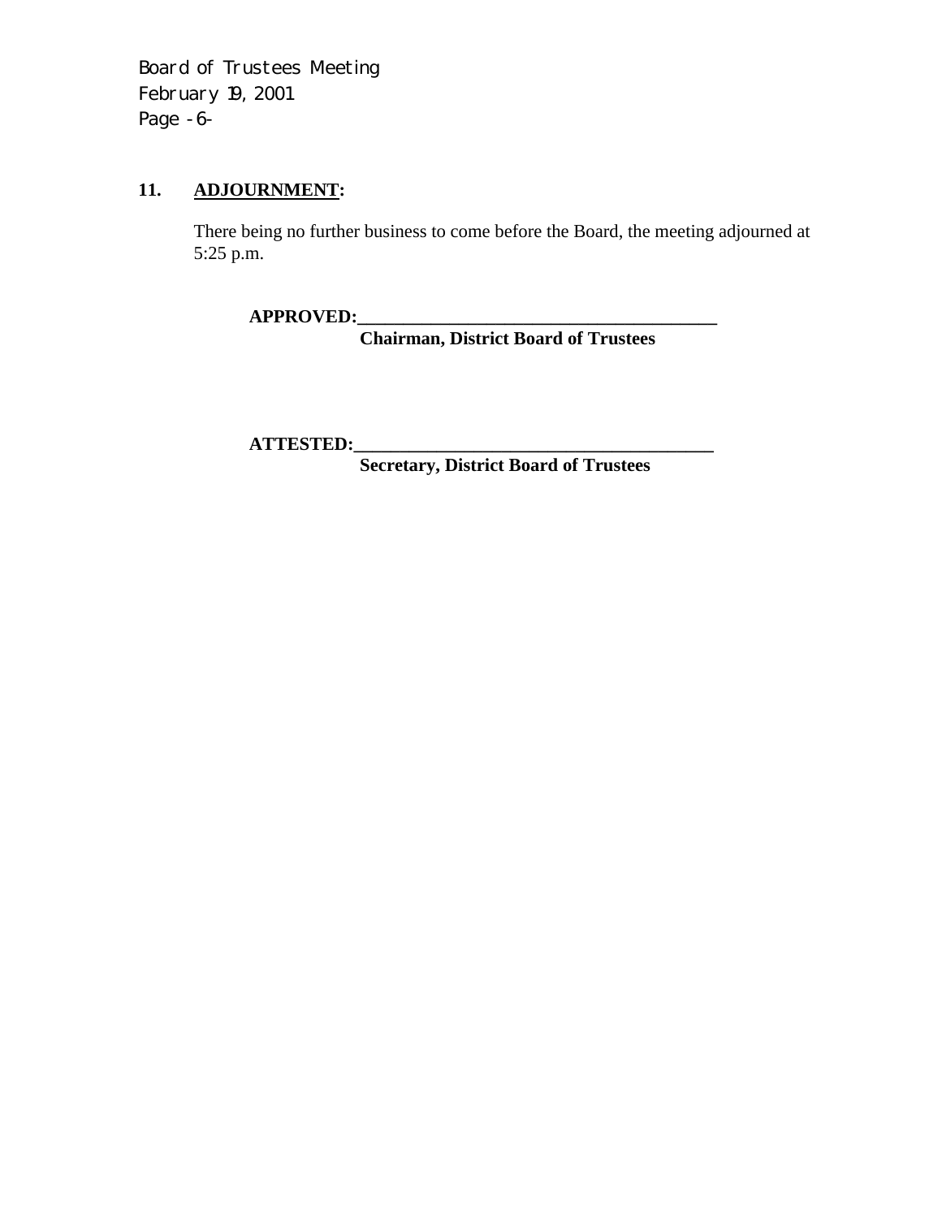## 11. ADJOURNMENT:

There being no further business to come before the Board, the meeting adjourned at 5:25 p.m.

**APPROVED:________________________________________**
**Chairman, District Board of Trustees**

**ATTESTED:________________________________________**
**Secretary, District Board of Trustees**